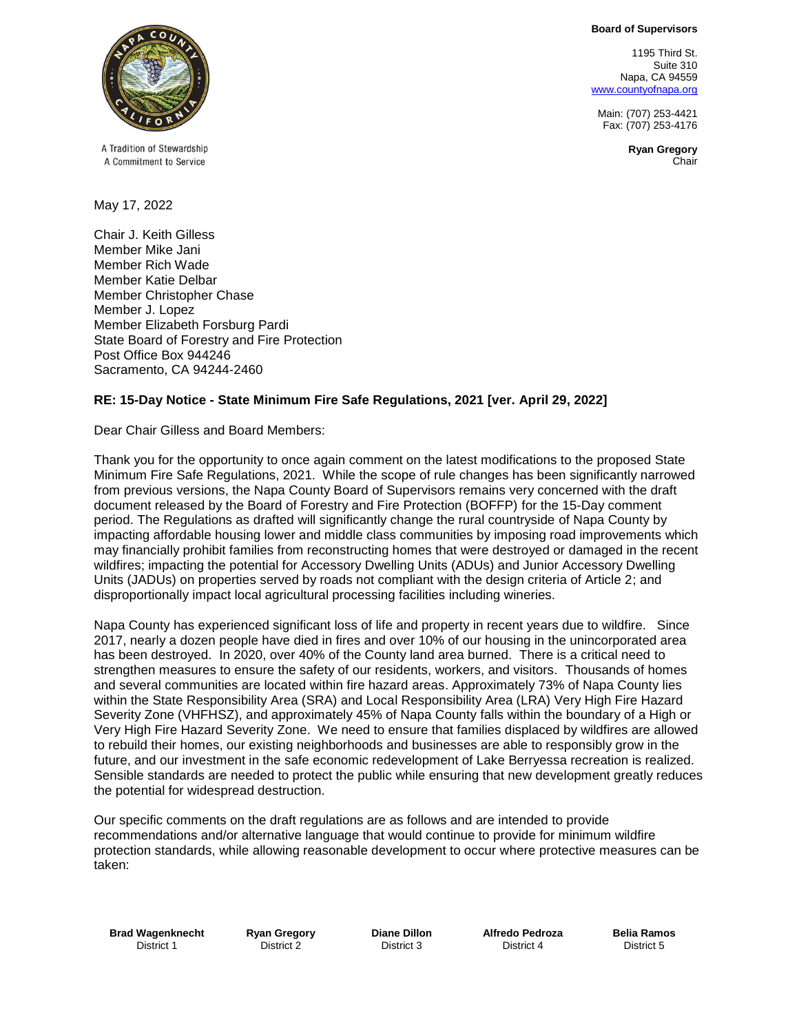A Tradition of Stewardship
A Commitment to Service

**Board of Supervisors**

1195 Third St.
Suite 310
Napa, CA 94559
www.countyofnapa.org

Main: (707) 253-4421
Fax: (707) 253-4176

**Ryan Gregory**
Chair

May 17, 2022

Chair J. Keith Gilless
Member Mike Jani
Member Rich Wade
Member Katie Delbar
Member Christopher Chase
Member J. Lopez
Member Elizabeth Forsburg Pardi
State Board of Forestry and Fire Protection
Post Office Box 944246
Sacramento, CA 94244-2460

**RE: 15-Day Notice - State Minimum Fire Safe Regulations, 2021 [ver. April 29, 2022]**

Dear Chair Gilless and Board Members:

Thank you for the opportunity to once again comment on the latest modifications to the proposed State Minimum Fire Safe Regulations, 2021. While the scope of rule changes has been significantly narrowed from previous versions, the Napa County Board of Supervisors remains very concerned with the draft document released by the Board of Forestry and Fire Protection (BOFFP) for the 15-Day comment period. The Regulations as drafted will significantly change the rural countryside of Napa County by impacting affordable housing lower and middle class communities by imposing road improvements which may financially prohibit families from reconstructing homes that were destroyed or damaged in the recent wildfires; impacting the potential for Accessory Dwelling Units (ADUs) and Junior Accessory Dwelling Units (JADUs) on properties served by roads not compliant with the design criteria of Article 2; and disproportionally impact local agricultural processing facilities including wineries.

Napa County has experienced significant loss of life and property in recent years due to wildfire. Since 2017, nearly a dozen people have died in fires and over 10% of our housing in the unincorporated area has been destroyed. In 2020, over 40% of the County land area burned. There is a critical need to strengthen measures to ensure the safety of our residents, workers, and visitors. Thousands of homes and several communities are located within fire hazard areas. Approximately 73% of Napa County lies within the State Responsibility Area (SRA) and Local Responsibility Area (LRA) Very High Fire Hazard Severity Zone (VHFHSZ), and approximately 45% of Napa County falls within the boundary of a High or Very High Fire Hazard Severity Zone. We need to ensure that families displaced by wildfires are allowed to rebuild their homes, our existing neighborhoods and businesses are able to responsibly grow in the future, and our investment in the safe economic redevelopment of Lake Berryessa recreation is realized. Sensible standards are needed to protect the public while ensuring that new development greatly reduces the potential for widespread destruction.

Our specific comments on the draft regulations are as follows and are intended to provide recommendations and/or alternative language that would continue to provide for minimum wildfire protection standards, while allowing reasonable development to occur where protective measures can be taken:

| **Brad Wagenknecht** | **Ryan Gregory** | **Diane Dillon** | **Alfredo Pedroza** | **Belia Ramos** |
|---|---|---|---|---|
| District 1 | District 2 | District 3 | District 4 | District 5 |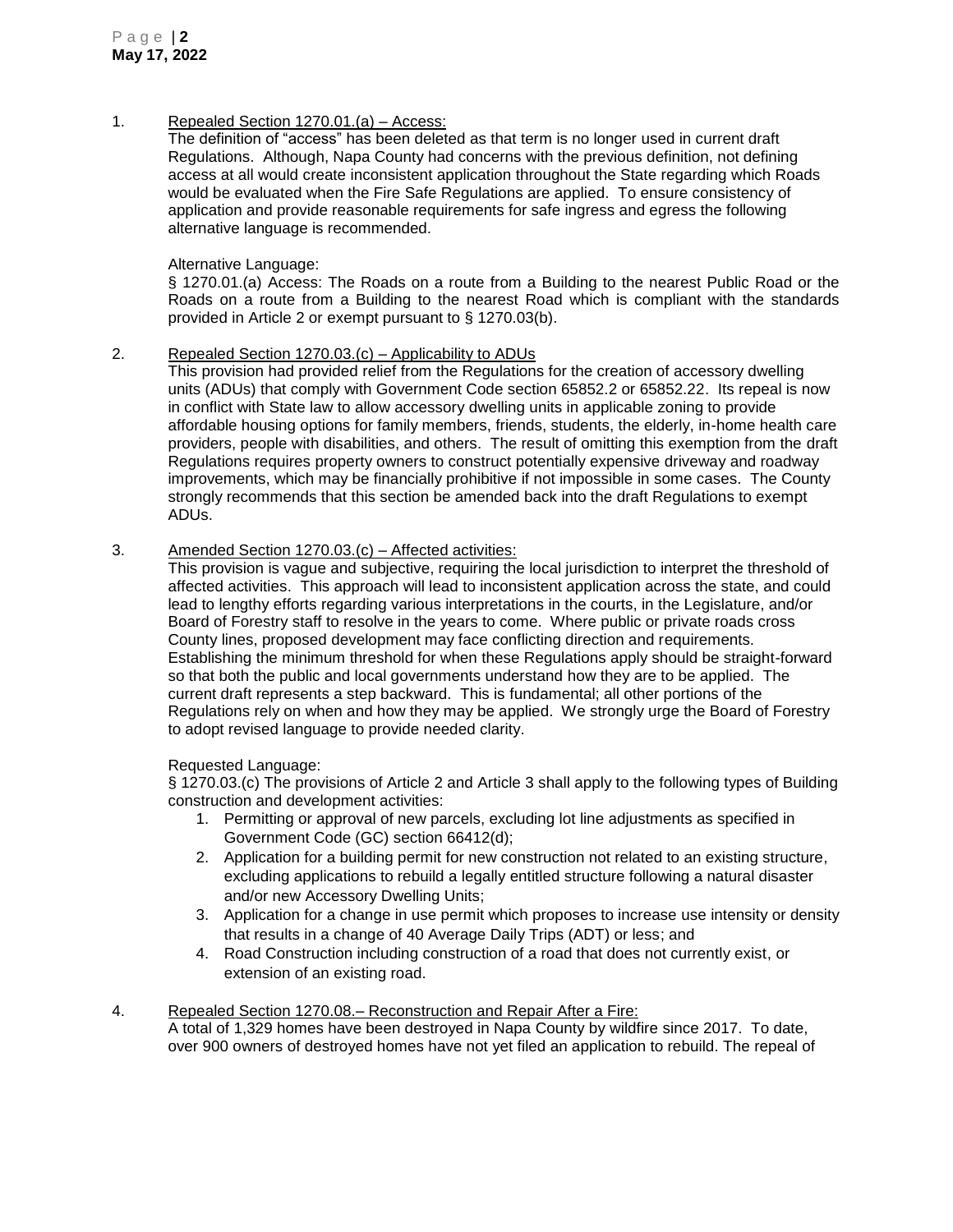1. Repealed Section 1270.01.(a) – Access:

   The definition of "access" has been deleted as that term is no longer used in current draft Regulations. Although, Napa County had concerns with the previous definition, not defining access at all would create inconsistent application throughout the State regarding which Roads would be evaluated when the Fire Safe Regulations are applied. To ensure consistency of application and provide reasonable requirements for safe ingress and egress the following alternative language is recommended.

   Alternative Language:

   § 1270.01.(a) Access: The Roads on a route from a Building to the nearest Public Road or the Roads on a route from a Building to the nearest Road which is compliant with the standards provided in Article 2 or exempt pursuant to § 1270.03(b).

2. Repealed Section 1270.03.(c) – Applicability to ADUs

   This provision had provided relief from the Regulations for the creation of accessory dwelling units (ADUs) that comply with Government Code section 65852.2 or 65852.22. Its repeal is now in conflict with State law to allow accessory dwelling units in applicable zoning to provide affordable housing options for family members, friends, students, the elderly, in-home health care providers, people with disabilities, and others. The result of omitting this exemption from the draft Regulations requires property owners to construct potentially expensive driveway and roadway improvements, which may be financially prohibitive if not impossible in some cases. The County strongly recommends that this section be amended back into the draft Regulations to exempt ADUs.

3. Amended Section 1270.03.(c) – Affected activities:

   This provision is vague and subjective, requiring the local jurisdiction to interpret the threshold of affected activities. This approach will lead to inconsistent application across the state, and could lead to lengthy efforts regarding various interpretations in the courts, in the Legislature, and/or Board of Forestry staff to resolve in the years to come. Where public or private roads cross County lines, proposed development may face conflicting direction and requirements. Establishing the minimum threshold for when these Regulations apply should be straight-forward so that both the public and local governments understand how they are to be applied. The current draft represents a step backward. This is fundamental; all other portions of the Regulations rely on when and how they may be applied. We strongly urge the Board of Forestry to adopt revised language to provide needed clarity.

   Requested Language:

   § 1270.03.(c) The provisions of Article 2 and Article 3 shall apply to the following types of Building construction and development activities:

   1. Permitting or approval of new parcels, excluding lot line adjustments as specified in Government Code (GC) section 66412(d);
   2. Application for a building permit for new construction not related to an existing structure, excluding applications to rebuild a legally entitled structure following a natural disaster and/or new Accessory Dwelling Units;
   3. Application for a change in use permit which proposes to increase use intensity or density that results in a change of 40 Average Daily Trips (ADT) or less; and
   4. Road Construction including construction of a road that does not currently exist, or extension of an existing road.

4. Repealed Section 1270.08.– Reconstruction and Repair After a Fire:

   A total of 1,329 homes have been destroyed in Napa County by wildfire since 2017. To date, over 900 owners of destroyed homes have not yet filed an application to rebuild. The repeal of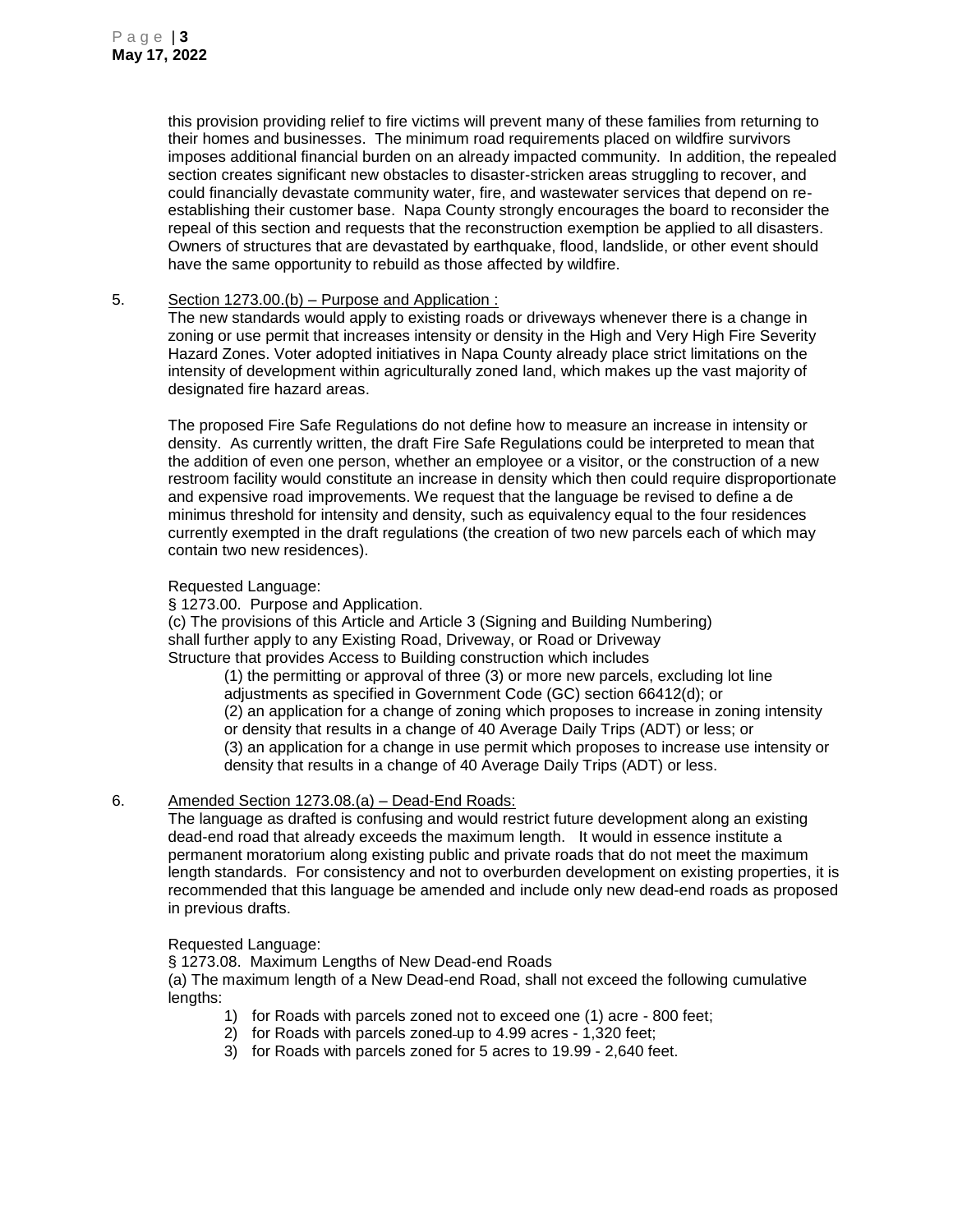this provision providing relief to fire victims will prevent many of these families from returning to their homes and businesses. The minimum road requirements placed on wildfire survivors imposes additional financial burden on an already impacted community. In addition, the repealed section creates significant new obstacles to disaster-stricken areas struggling to recover, and could financially devastate community water, fire, and wastewater services that depend on re-establishing their customer base. Napa County strongly encourages the board to reconsider the repeal of this section and requests that the reconstruction exemption be applied to all disasters. Owners of structures that are devastated by earthquake, flood, landslide, or other event should have the same opportunity to rebuild as those affected by wildfire.

5. <u>Section 1273.00.(b) – Purpose and Application :</u>

   The new standards would apply to existing roads or driveways whenever there is a change in zoning or use permit that increases intensity or density in the High and Very High Fire Severity Hazard Zones. Voter adopted initiatives in Napa County already place strict limitations on the intensity of development within agriculturally zoned land, which makes up the vast majority of designated fire hazard areas.

   The proposed Fire Safe Regulations do not define how to measure an increase in intensity or density. As currently written, the draft Fire Safe Regulations could be interpreted to mean that the addition of even one person, whether an employee or a visitor, or the construction of a new restroom facility would constitute an increase in density which then could require disproportionate and expensive road improvements. We request that the language be revised to define a de minimus threshold for intensity and density, such as equivalency equal to the four residences currently exempted in the draft regulations (the creation of two new parcels each of which may contain two new residences).

   Requested Language:

   § 1273.00. Purpose and Application.

   (c) The provisions of this Article and Article 3 (Signing and Building Numbering) shall further apply to any Existing Road, Driveway, or Road or Driveway Structure that provides Access to Building construction which includes

   (1) the permitting or approval of three (3) or more new parcels, excluding lot line adjustments as specified in Government Code (GC) section 66412(d); or
   (2) an application for a change of zoning which proposes to increase in zoning intensity or density that results in a change of 40 Average Daily Trips (ADT) or less; or
   (3) an application for a change in use permit which proposes to increase use intensity or density that results in a change of 40 Average Daily Trips (ADT) or less.

6. <u>Amended Section 1273.08.(a) – Dead-End Roads:</u>

   The language as drafted is confusing and would restrict future development along an existing dead-end road that already exceeds the maximum length. It would in essence institute a permanent moratorium along existing public and private roads that do not meet the maximum length standards. For consistency and not to overburden development on existing properties, it is recommended that this language be amended and include only new dead-end roads as proposed in previous drafts.

   Requested Language:

   § 1273.08. Maximum Lengths of New Dead-end Roads

   (a) The maximum length of a New Dead-end Road, shall not exceed the following cumulative lengths:

   1) for Roads with parcels zoned not to exceed one (1) acre - 800 feet;
   2) for Roads with parcels zoned up to 4.99 acres - 1,320 feet;
   3) for Roads with parcels zoned for 5 acres to 19.99 - 2,640 feet.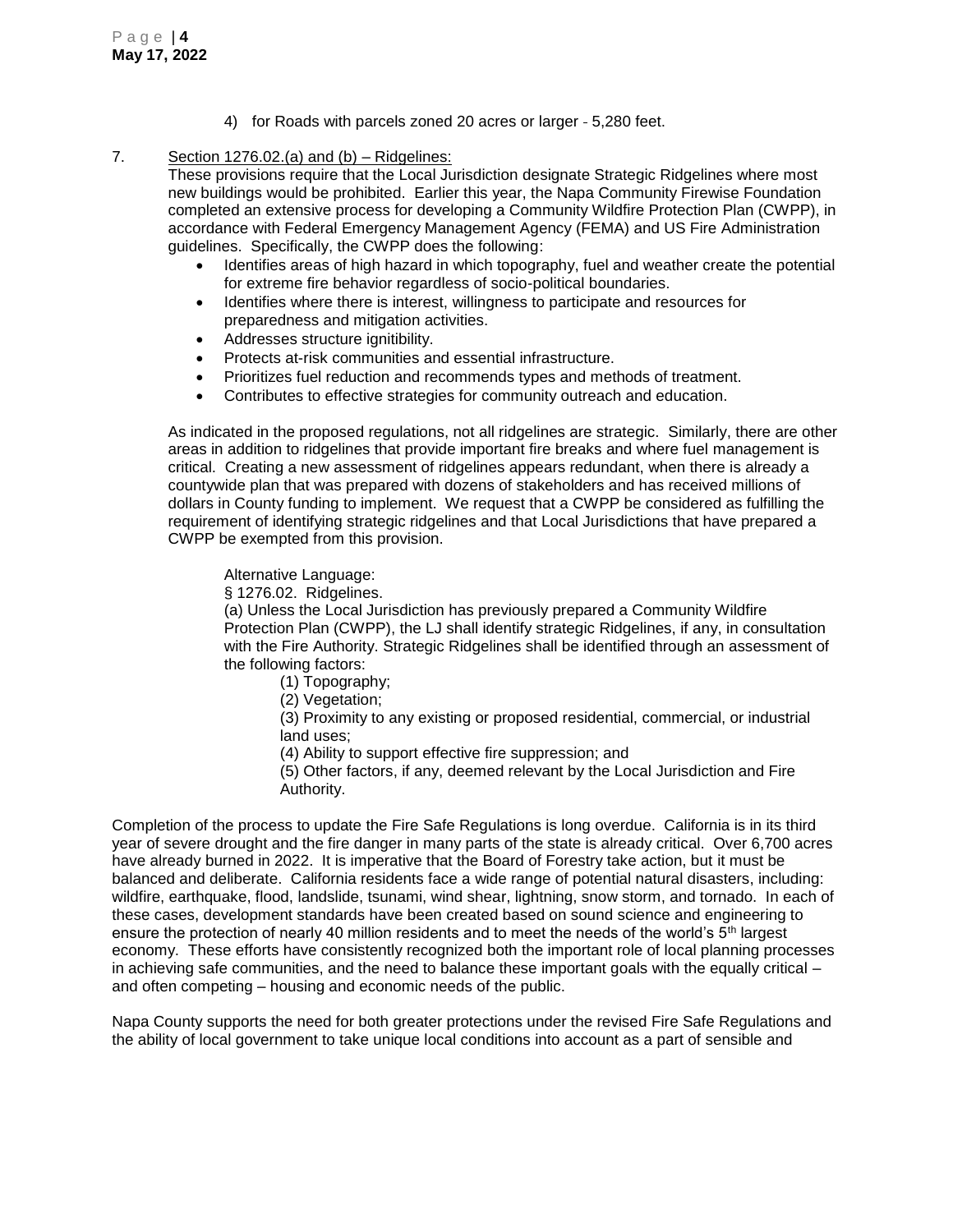4) for Roads with parcels zoned 20 acres or larger - 5,280 feet.

7. Section 1276.02.(a) and (b) – Ridgelines:

These provisions require that the Local Jurisdiction designate Strategic Ridgelines where most new buildings would be prohibited. Earlier this year, the Napa Community Firewise Foundation completed an extensive process for developing a Community Wildfire Protection Plan (CWPP), in accordance with Federal Emergency Management Agency (FEMA) and US Fire Administration guidelines. Specifically, the CWPP does the following:

- Identifies areas of high hazard in which topography, fuel and weather create the potential for extreme fire behavior regardless of socio-political boundaries.
- Identifies where there is interest, willingness to participate and resources for preparedness and mitigation activities.
- Addresses structure ignitibility.
- Protects at-risk communities and essential infrastructure.
- Prioritizes fuel reduction and recommends types and methods of treatment.
- Contributes to effective strategies for community outreach and education.

As indicated in the proposed regulations, not all ridgelines are strategic. Similarly, there are other areas in addition to ridgelines that provide important fire breaks and where fuel management is critical. Creating a new assessment of ridgelines appears redundant, when there is already a countywide plan that was prepared with dozens of stakeholders and has received millions of dollars in County funding to implement. We request that a CWPP be considered as fulfilling the requirement of identifying strategic ridgelines and that Local Jurisdictions that have prepared a CWPP be exempted from this provision.

Alternative Language:

§ 1276.02. Ridgelines.

(a) Unless the Local Jurisdiction has previously prepared a Community Wildfire Protection Plan (CWPP), the LJ shall identify strategic Ridgelines, if any, in consultation with the Fire Authority. Strategic Ridgelines shall be identified through an assessment of the following factors:

(1) Topography;

(2) Vegetation;

(3) Proximity to any existing or proposed residential, commercial, or industrial land uses;

(4) Ability to support effective fire suppression; and

(5) Other factors, if any, deemed relevant by the Local Jurisdiction and Fire Authority.

Completion of the process to update the Fire Safe Regulations is long overdue. California is in its third year of severe drought and the fire danger in many parts of the state is already critical. Over 6,700 acres have already burned in 2022. It is imperative that the Board of Forestry take action, but it must be balanced and deliberate. California residents face a wide range of potential natural disasters, including: wildfire, earthquake, flood, landslide, tsunami, wind shear, lightning, snow storm, and tornado. In each of these cases, development standards have been created based on sound science and engineering to ensure the protection of nearly 40 million residents and to meet the needs of the world's 5th largest economy. These efforts have consistently recognized both the important role of local planning processes in achieving safe communities, and the need to balance these important goals with the equally critical – and often competing – housing and economic needs of the public.

Napa County supports the need for both greater protections under the revised Fire Safe Regulations and the ability of local government to take unique local conditions into account as a part of sensible and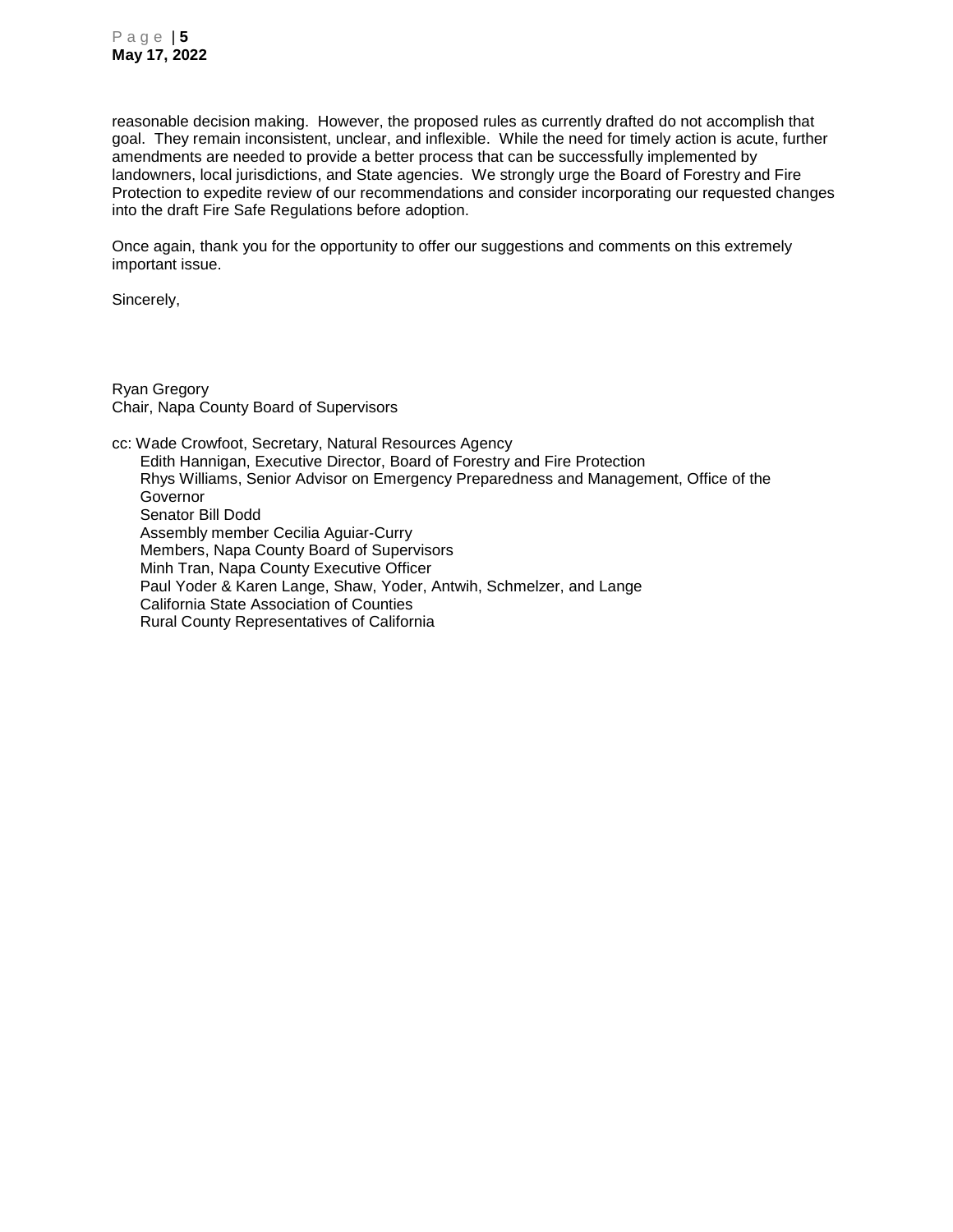reasonable decision making. However, the proposed rules as currently drafted do not accomplish that goal. They remain inconsistent, unclear, and inflexible. While the need for timely action is acute, further amendments are needed to provide a better process that can be successfully implemented by landowners, local jurisdictions, and State agencies. We strongly urge the Board of Forestry and Fire Protection to expedite review of our recommendations and consider incorporating our requested changes into the draft Fire Safe Regulations before adoption.

Once again, thank you for the opportunity to offer our suggestions and comments on this extremely important issue.

Sincerely,

Ryan Gregory
Chair, Napa County Board of Supervisors

cc: Wade Crowfoot, Secretary, Natural Resources Agency
Edith Hannigan, Executive Director, Board of Forestry and Fire Protection
Rhys Williams, Senior Advisor on Emergency Preparedness and Management, Office of the Governor
Senator Bill Dodd
Assembly member Cecilia Aguiar-Curry
Members, Napa County Board of Supervisors
Minh Tran, Napa County Executive Officer
Paul Yoder & Karen Lange, Shaw, Yoder, Antwih, Schmelzer, and Lange
California State Association of Counties
Rural County Representatives of California